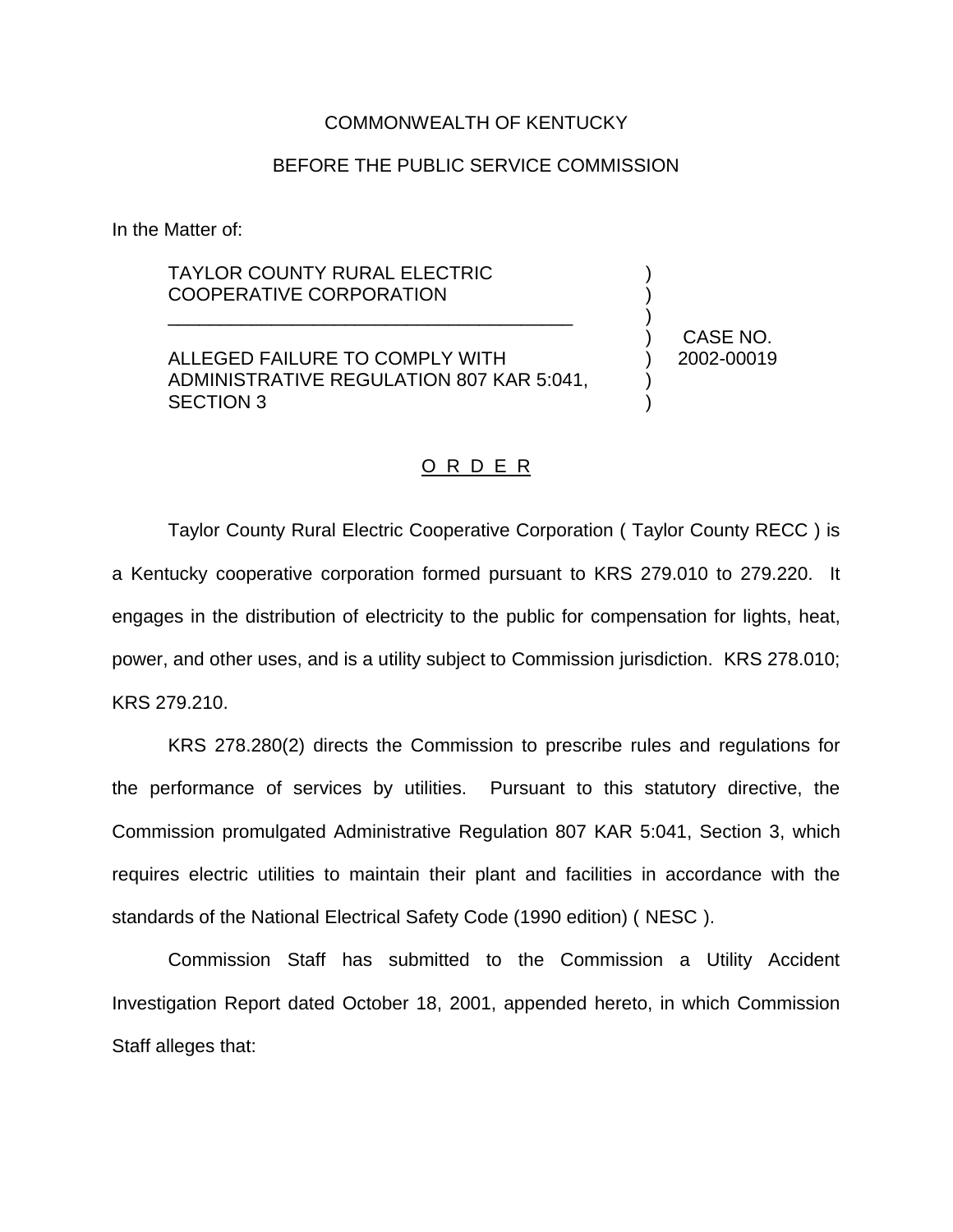COMMONWEALTH OF KENTUCKY

BEFORE THE PUBLIC SERVICE COMMISSION

In the Matter of:

TAYLOR COUNTY RURAL ELECTRIC COOPERATIVE CORPORATION

ALLEGED FAILURE TO COMPLY WITH ADMINISTRATIVE REGULATION 807 KAR 5:041, SECTION 3

CASE NO. 2002-00019

## O R D E R

Taylor County Rural Electric Cooperative Corporation ( Taylor County RECC ) is a Kentucky cooperative corporation formed pursuant to KRS 279.010 to 279.220. It engages in the distribution of electricity to the public for compensation for lights, heat, power, and other uses, and is a utility subject to Commission jurisdiction. KRS 278.010; KRS 279.210.

KRS 278.280(2) directs the Commission to prescribe rules and regulations for the performance of services by utilities. Pursuant to this statutory directive, the Commission promulgated Administrative Regulation 807 KAR 5:041, Section 3, which requires electric utilities to maintain their plant and facilities in accordance with the standards of the National Electrical Safety Code (1990 edition) ( NESC ).

Commission Staff has submitted to the Commission a Utility Accident Investigation Report dated October 18, 2001, appended hereto, in which Commission Staff alleges that: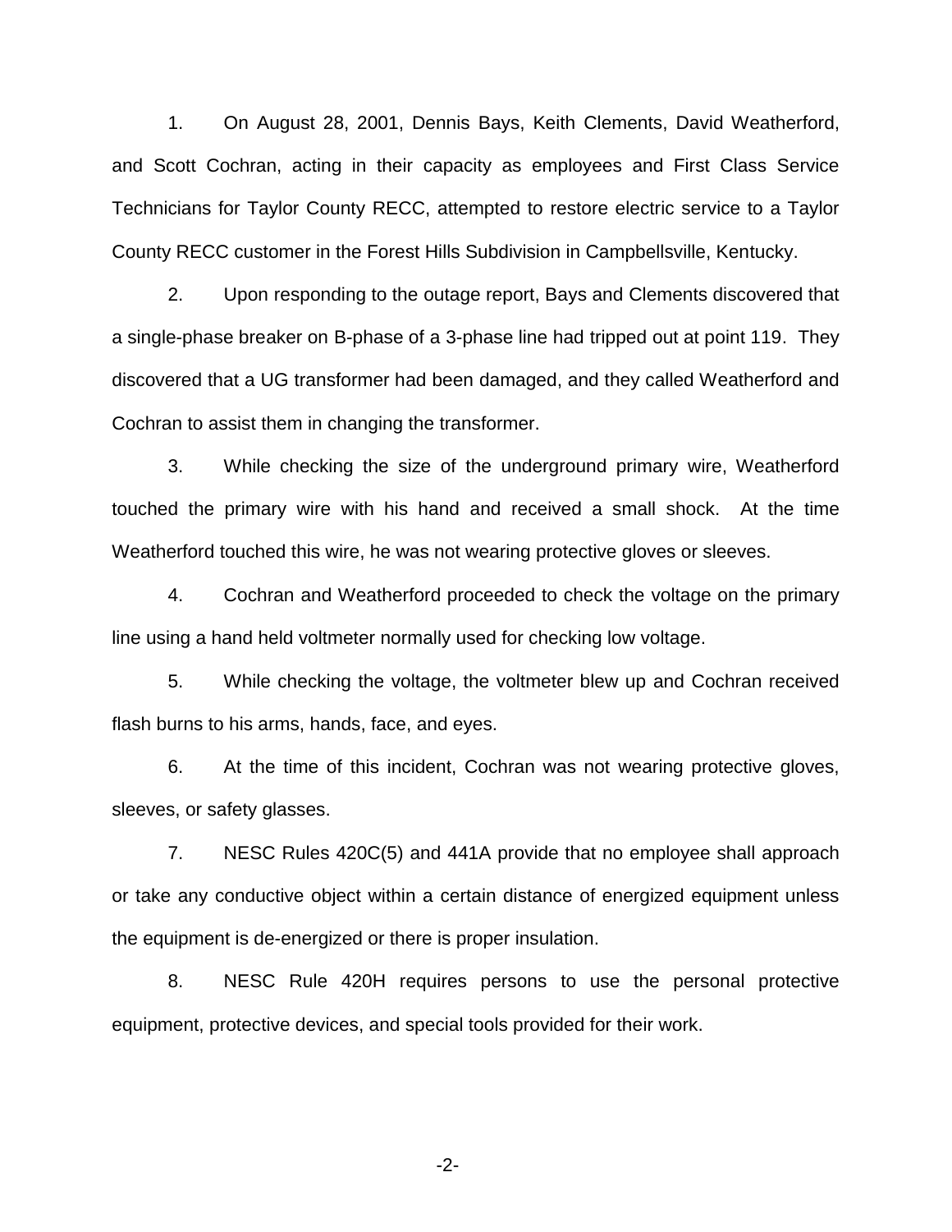1. On August 28, 2001, Dennis Bays, Keith Clements, David Weatherford, and Scott Cochran, acting in their capacity as employees and First Class Service Technicians for Taylor County RECC, attempted to restore electric service to a Taylor County RECC customer in the Forest Hills Subdivision in Campbellsville, Kentucky.

2. Upon responding to the outage report, Bays and Clements discovered that a single-phase breaker on B-phase of a 3-phase line had tripped out at point 119. They discovered that a UG transformer had been damaged, and they called Weatherford and Cochran to assist them in changing the transformer.

3. While checking the size of the underground primary wire, Weatherford touched the primary wire with his hand and received a small shock. At the time Weatherford touched this wire, he was not wearing protective gloves or sleeves.

4. Cochran and Weatherford proceeded to check the voltage on the primary line using a hand held voltmeter normally used for checking low voltage.

5. While checking the voltage, the voltmeter blew up and Cochran received flash burns to his arms, hands, face, and eyes.

6. At the time of this incident, Cochran was not wearing protective gloves, sleeves, or safety glasses.

7. NESC Rules 420C(5) and 441A provide that no employee shall approach or take any conductive object within a certain distance of energized equipment unless the equipment is de-energized or there is proper insulation.

8. NESC Rule 420H requires persons to use the personal protective equipment, protective devices, and special tools provided for their work.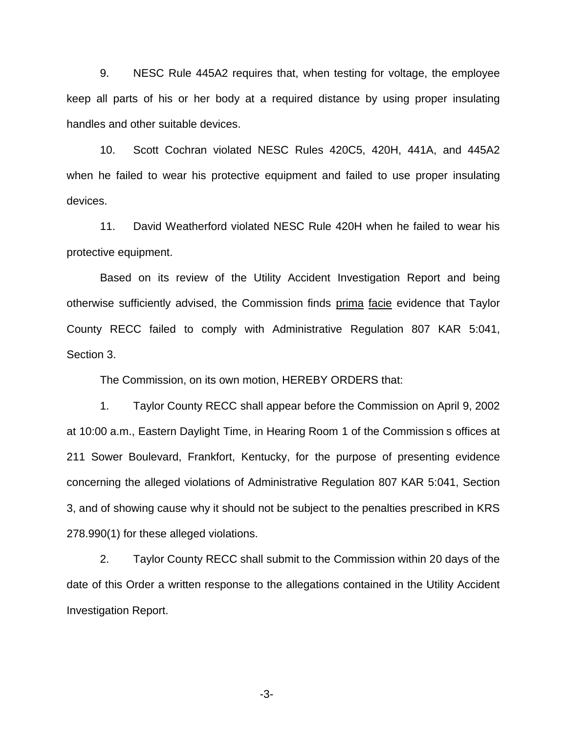9. NESC Rule 445A2 requires that, when testing for voltage, the employee keep all parts of his or her body at a required distance by using proper insulating handles and other suitable devices.

10. Scott Cochran violated NESC Rules 420C5, 420H, 441A, and 445A2 when he failed to wear his protective equipment and failed to use proper insulating devices.

11. David Weatherford violated NESC Rule 420H when he failed to wear his protective equipment.

Based on its review of the Utility Accident Investigation Report and being otherwise sufficiently advised, the Commission finds prima facie evidence that Taylor County RECC failed to comply with Administrative Regulation 807 KAR 5:041, Section 3.

The Commission, on its own motion, HEREBY ORDERS that:

1. Taylor County RECC shall appear before the Commission on April 9, 2002 at 10:00 a.m., Eastern Daylight Time, in Hearing Room 1 of the Commission s offices at 211 Sower Boulevard, Frankfort, Kentucky, for the purpose of presenting evidence concerning the alleged violations of Administrative Regulation 807 KAR 5:041, Section 3, and of showing cause why it should not be subject to the penalties prescribed in KRS 278.990(1) for these alleged violations.

2. Taylor County RECC shall submit to the Commission within 20 days of the date of this Order a written response to the allegations contained in the Utility Accident Investigation Report.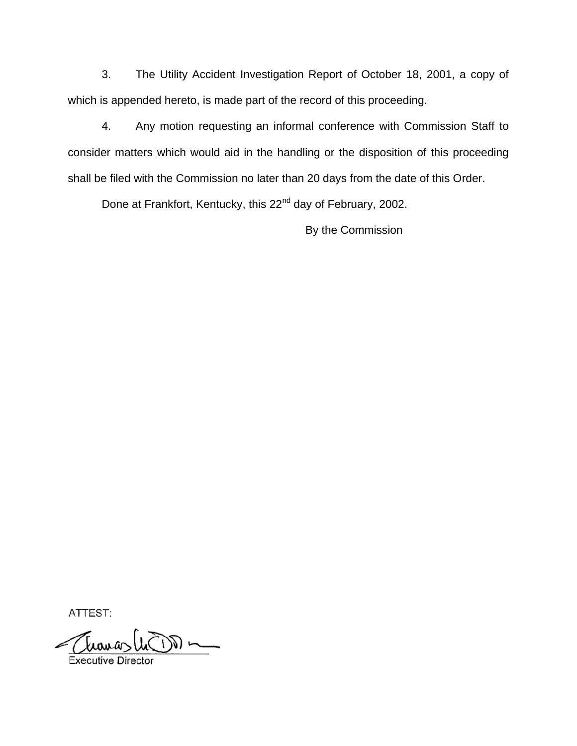3. The Utility Accident Investigation Report of October 18, 2001, a copy of which is appended hereto, is made part of the record of this proceeding.

4. Any motion requesting an informal conference with Commission Staff to consider matters which would aid in the handling or the disposition of this proceeding shall be filed with the Commission no later than 20 days from the date of this Order.

Done at Frankfort, Kentucky, this 22nd day of February, 2002.

By the Commission

ATTEST:

Executive Director